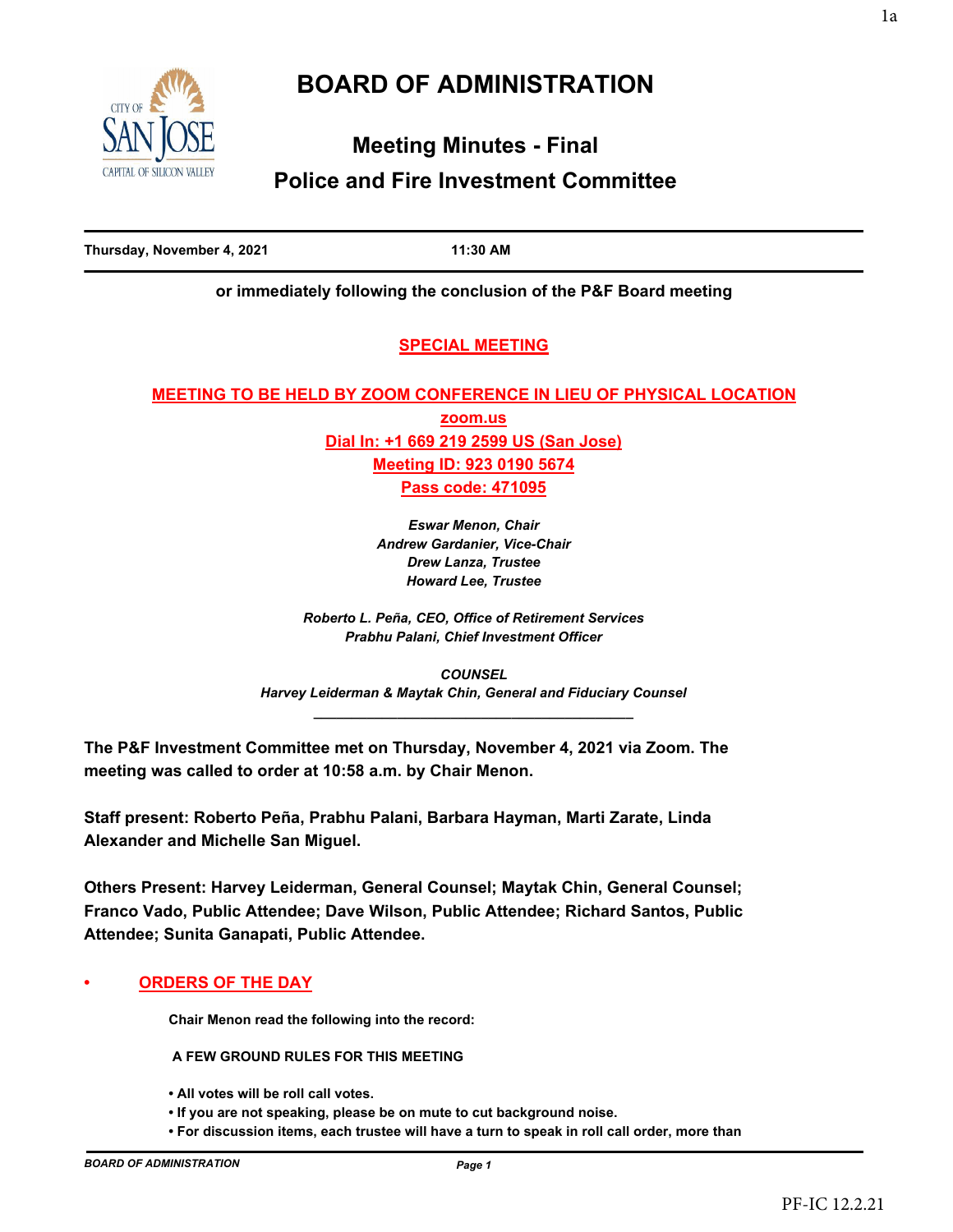# BOARD OF ADMINISTRATION

## Meeting Minutes - Final

## Police and Fire Investment Committee

**Thursday, November 4, 2021** **11:30 AM**

**or immediately following the conclusion of the P&F Board meeting**

**SPECIAL MEETING**

**MEETING TO BE HELD BY ZOOM CONFERENCE IN LIEU OF PHYSICAL LOCATION**

**zoom.us**

**Dial In: +1 669 219 2599 US (San Jose)**

**Meeting ID: 923 0190 5674**

**Pass code: 471095**

***Eswar Menon, Chair***
***Andrew Gardanier, Vice-Chair***
***Drew Lanza, Trustee***
***Howard Lee, Trustee***

***Roberto L. Peña, CEO, Office of Retirement Services***
***Prabhu Palani, Chief Investment Officer***

***COUNSEL***
***Harvey Leiderman & Maytak Chin, General and Fiduciary Counsel***

---

**The P&F Investment Committee met on Thursday, November 4, 2021 via Zoom. The meeting was called to order at 10:58 a.m. by Chair Menon.**

**Staff present: Roberto Peña, Prabhu Palani, Barbara Hayman, Marti Zarate, Linda Alexander and Michelle San Miguel.**

**Others Present: Harvey Leiderman, General Counsel; Maytak Chin, General Counsel; Franco Vado, Public Attendee; Dave Wilson, Public Attendee; Richard Santos, Public Attendee; Sunita Ganapati, Public Attendee.**

- **ORDERS OF THE DAY**

  **Chair Menon read the following into the record:**

  **A FEW GROUND RULES FOR THIS MEETING**

  - **All votes will be roll call votes.**
  - **If you are not speaking, please be on mute to cut background noise.**
  - **For discussion items, each trustee will have a turn to speak in roll call order, more than**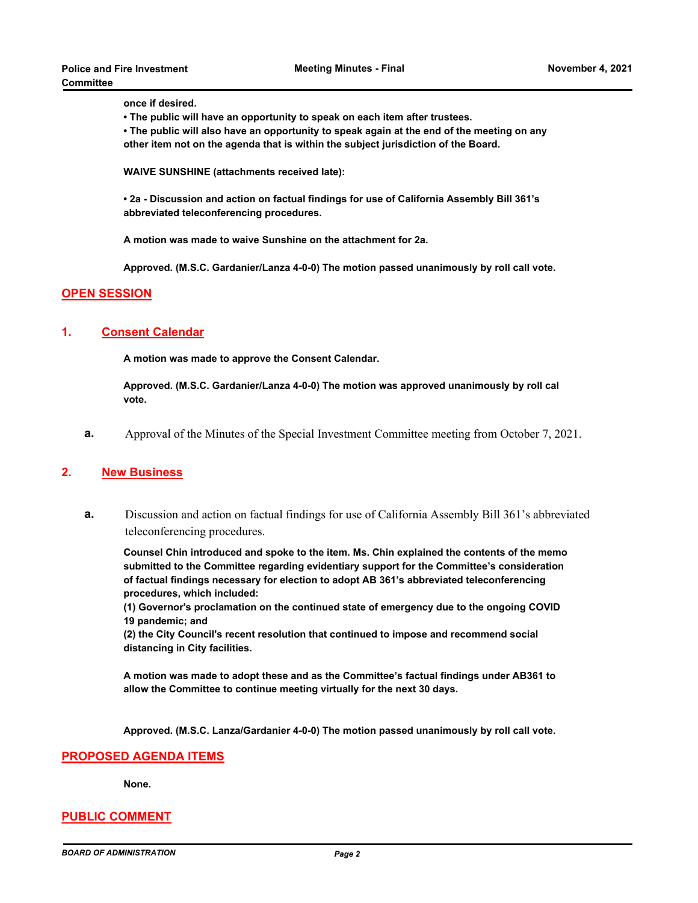**once if desired.**

**• The public will have an opportunity to speak on each item after trustees.**

**• The public will also have an opportunity to speak again at the end of the meeting on any other item not on the agenda that is within the subject jurisdiction of the Board.**

**WAIVE SUNSHINE (attachments received late):**

**• 2a - Discussion and action on factual findings for use of California Assembly Bill 361's abbreviated teleconferencing procedures.**

**A motion was made to waive Sunshine on the attachment for 2a.**

**Approved. (M.S.C. Gardanier/Lanza 4-0-0) The motion passed unanimously by roll call vote.**

## OPEN SESSION

## 1. Consent Calendar

**A motion was made to approve the Consent Calendar.**

**Approved. (M.S.C. Gardanier/Lanza 4-0-0) The motion was approved unanimously by roll cal vote.**

**a.** Approval of the Minutes of the Special Investment Committee meeting from October 7, 2021.

## 2. New Business

**a.** Discussion and action on factual findings for use of California Assembly Bill 361's abbreviated teleconferencing procedures.

**Counsel Chin introduced and spoke to the item. Ms. Chin explained the contents of the memo submitted to the Committee regarding evidentiary support for the Committee's consideration of factual findings necessary for election to adopt AB 361's abbreviated teleconferencing procedures, which included:**

**(1) Governor's proclamation on the continued state of emergency due to the ongoing COVID 19 pandemic; and**

**(2) the City Council's recent resolution that continued to impose and recommend social distancing in City facilities.**

**A motion was made to adopt these and as the Committee's factual findings under AB361 to allow the Committee to continue meeting virtually for the next 30 days.**

**Approved. (M.S.C. Lanza/Gardanier 4-0-0) The motion passed unanimously by roll call vote.**

## PROPOSED AGENDA ITEMS

**None.**

## PUBLIC COMMENT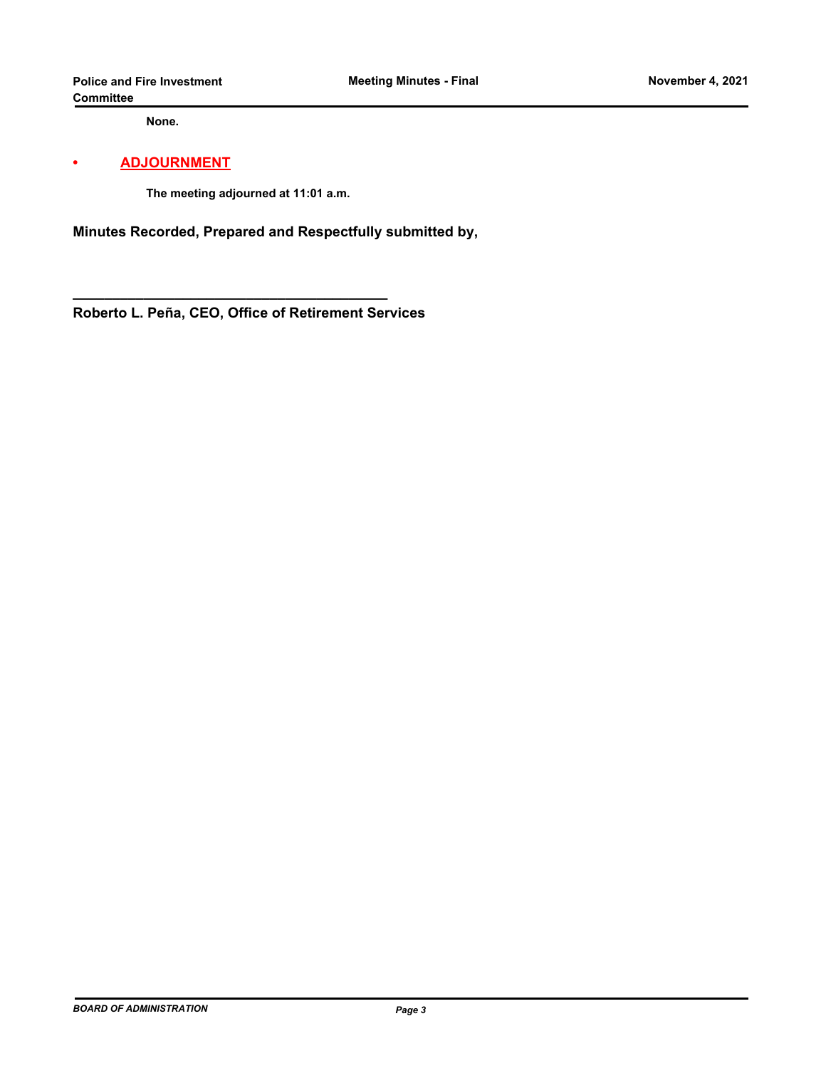**None.**

- ## ADJOURNMENT

**The meeting adjourned at 11:01 a.m.**

**Minutes Recorded, Prepared and Respectfully submitted by,**

\_\_\_\_\_\_\_\_\_\_\_\_\_\_\_\_\_\_\_\_\_\_\_\_\_\_\_\_\_\_\_\_\_\_\_\_\_\_\_\_

**Roberto L. Peña, CEO, Office of Retirement Services**